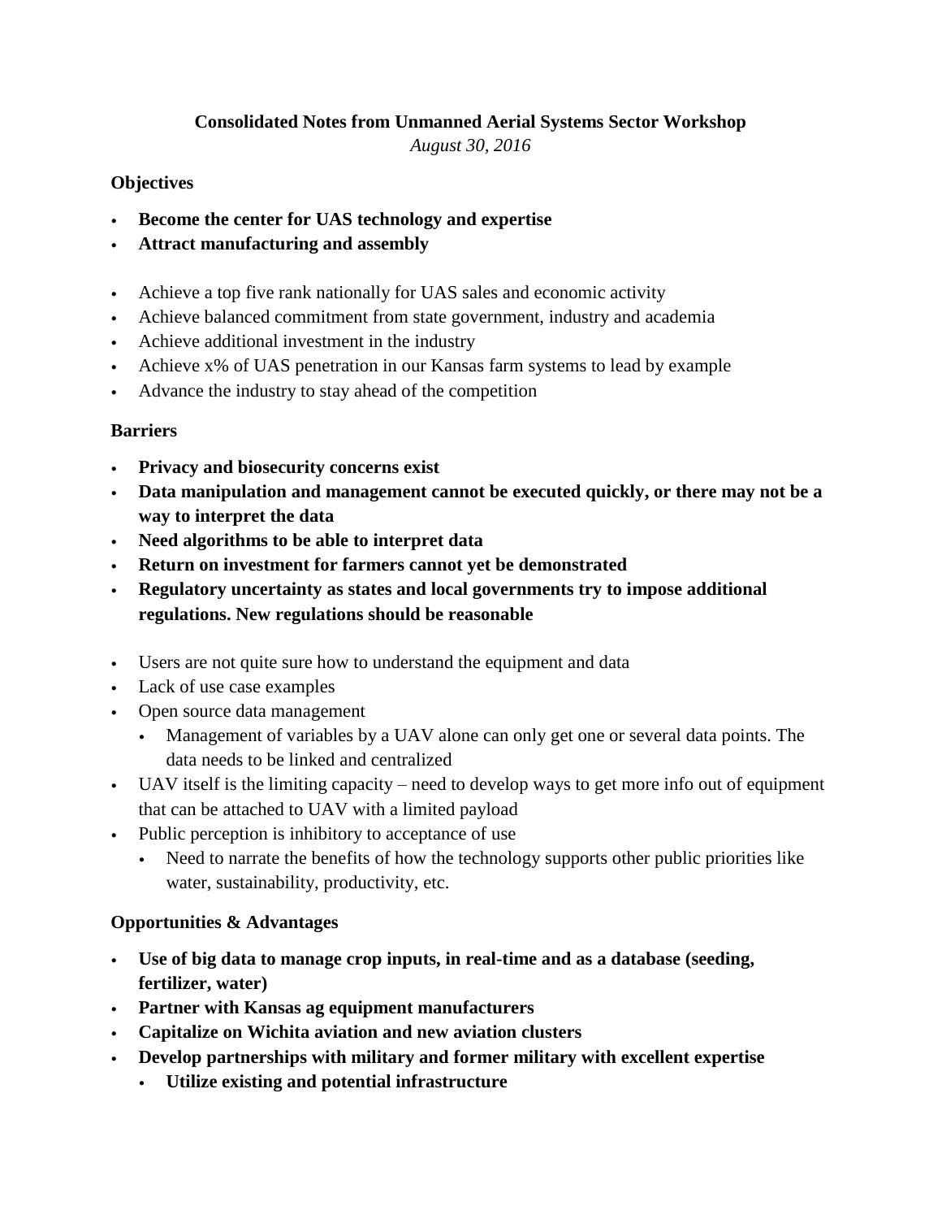**Consolidated Notes from Unmanned Aerial Systems Sector Workshop**

*August 30, 2016*

### Objectives

- **Become the center for UAS technology and expertise**
- **Attract manufacturing and assembly**

- Achieve a top five rank nationally for UAS sales and economic activity
- Achieve balanced commitment from state government, industry and academia
- Achieve additional investment in the industry
- Achieve x% of UAS penetration in our Kansas farm systems to lead by example
- Advance the industry to stay ahead of the competition

### Barriers

- **Privacy and biosecurity concerns exist**
- **Data manipulation and management cannot be executed quickly, or there may not be a way to interpret the data**
- **Need algorithms to be able to interpret data**
- **Return on investment for farmers cannot yet be demonstrated**
- **Regulatory uncertainty as states and local governments try to impose additional regulations. New regulations should be reasonable**

- Users are not quite sure how to understand the equipment and data
- Lack of use case examples
- Open source data management
  - Management of variables by a UAV alone can only get one or several data points. The data needs to be linked and centralized
- UAV itself is the limiting capacity – need to develop ways to get more info out of equipment that can be attached to UAV with a limited payload
- Public perception is inhibitory to acceptance of use
  - Need to narrate the benefits of how the technology supports other public priorities like water, sustainability, productivity, etc.

### Opportunities & Advantages

- **Use of big data to manage crop inputs, in real-time and as a database (seeding, fertilizer, water)**
- **Partner with Kansas ag equipment manufacturers**
- **Capitalize on Wichita aviation and new aviation clusters**
- **Develop partnerships with military and former military with excellent expertise**
  - **Utilize existing and potential infrastructure**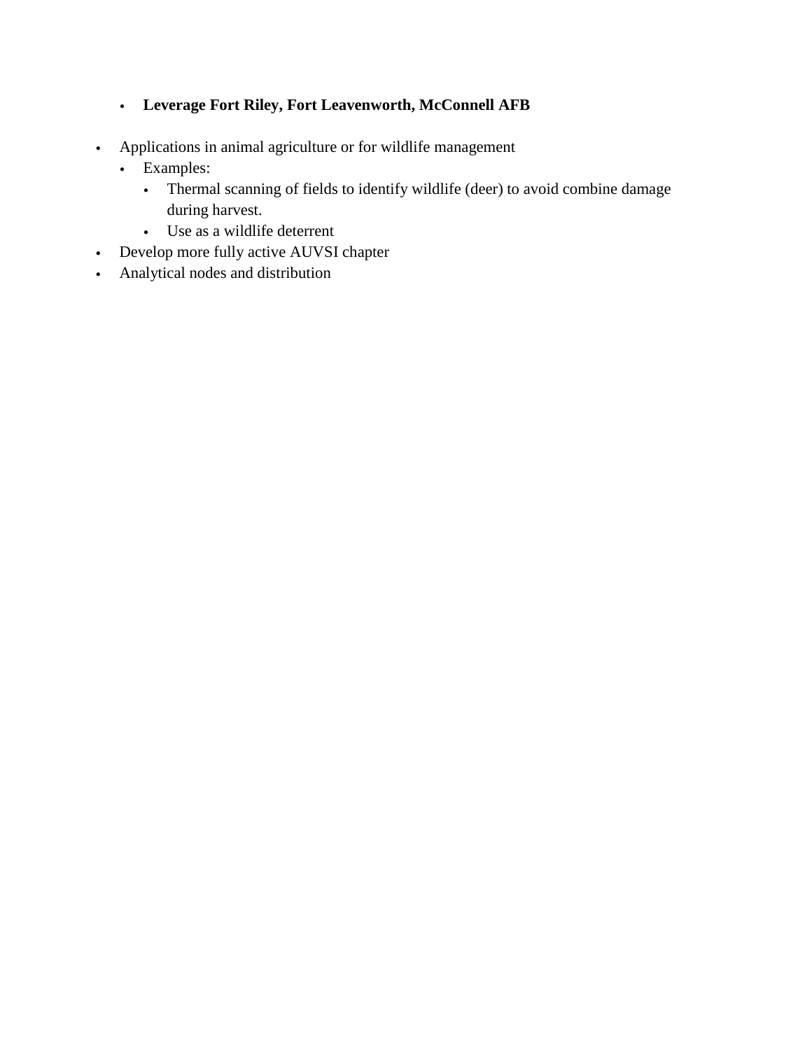- **Leverage Fort Riley, Fort Leavenworth, McConnell AFB**

- Applications in animal agriculture or for wildlife management
  - Examples:
    - Thermal scanning of fields to identify wildlife (deer) to avoid combine damage during harvest.
    - Use as a wildlife deterrent
- Develop more fully active AUVSI chapter
- Analytical nodes and distribution